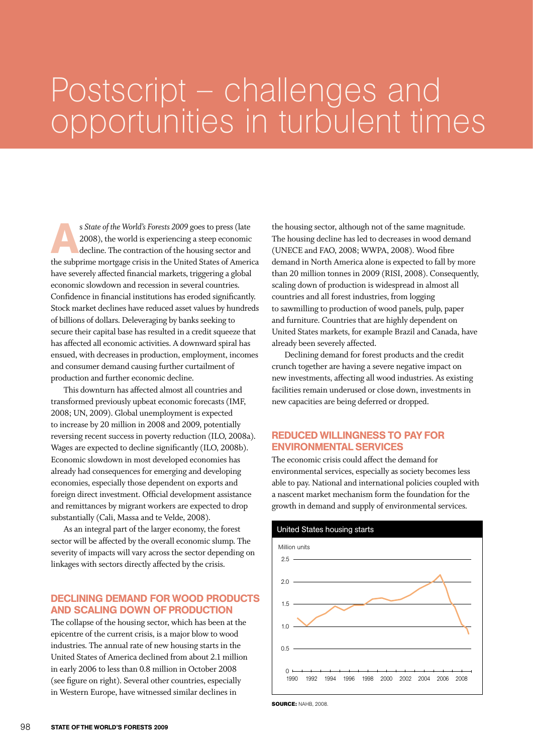# Postscript – challenges and opportunities in turbulent times

As *State of the World's Forests 2009* goes to press (late 2008), the world is experiencing a steep economic decline. The contraction of the housing sector and the subprime mortgage crisis in the United States of America have severely affected financial markets, triggering a global economic slowdown and recession in several countries. Confidence in financial institutions has eroded significantly. Stock market declines have reduced asset values by hundreds of billions of dollars. Deleveraging by banks seeking to secure their capital base has resulted in a credit squeeze that has affected all economic activities. A downward spiral has ensued, with decreases in production, employment, incomes and consumer demand causing further curtailment of production and further economic decline.

This downturn has affected almost all countries and transformed previously upbeat economic forecasts (IMF, 2008; UN, 2009). Global unemployment is expected to increase by 20 million in 2008 and 2009, potentially reversing recent success in poverty reduction (ILO, 2008a). Wages are expected to decline significantly (ILO, 2008b). Economic slowdown in most developed economies has already had consequences for emerging and developing economies, especially those dependent on exports and foreign direct investment. Official development assistance and remittances by migrant workers are expected to drop substantially (Cali, Massa and te Velde, 2008).

As an integral part of the larger economy, the forest sector will be affected by the overall economic slump. The severity of impacts will vary across the sector depending on linkages with sectors directly affected by the crisis.

## DECLINING DEMAND FOR WOOD PRODUCTS AND SCALING DOWN OF PRODUCTION

The collapse of the housing sector, which has been at the epicentre of the current crisis, is a major blow to wood industries. The annual rate of new housing starts in the United States of America declined from about 2.1 million in early 2006 to less than 0.8 million in October 2008 (see figure on right). Several other countries, especially in Western Europe, have witnessed similar declines in the housing sector, although not of the same magnitude. The housing decline has led to decreases in wood demand (UNECE and FAO, 2008; WWPA, 2008). Wood fibre demand in North America alone is expected to fall by more than 20 million tonnes in 2009 (RISI, 2008). Consequently, scaling down of production is widespread in almost all countries and all forest industries, from logging to sawmilling to production of wood panels, pulp, paper and furniture. Countries that are highly dependent on United States markets, for example Brazil and Canada, have already been severely affected.

Declining demand for forest products and the credit crunch together are having a severe negative impact on new investments, affecting all wood industries. As existing facilities remain underused or close down, investments in new capacities are being deferred or dropped.

## REDUCED WILLINGNESS TO PAY FOR ENVIRONMENTAL SERVICES

The economic crisis could affect the demand for environmental services, especially as society becomes less able to pay. National and international policies coupled with a nascent market mechanism form the foundation for the growth in demand and supply of environmental services.

United States housing starts

Million units

2.5
2.0
1.5
1.0
0.5
0

1990 1992 1994 1996 1998 2000 2002 2004 2006 2008

**SOURCE:** NAHB, 2008.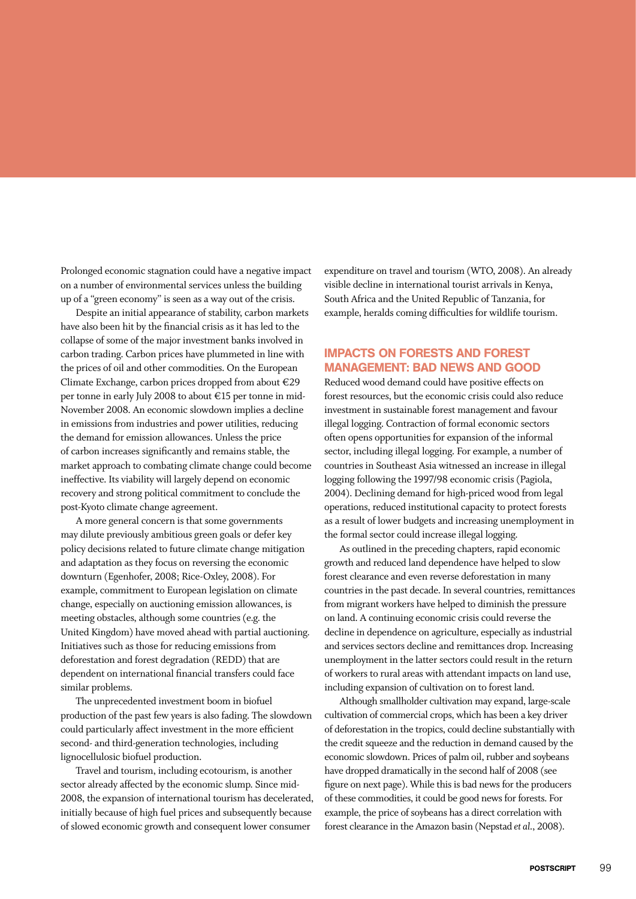Prolonged economic stagnation could have a negative impact on a number of environmental services unless the building up of a "green economy" is seen as a way out of the crisis.

Despite an initial appearance of stability, carbon markets have also been hit by the financial crisis as it has led to the collapse of some of the major investment banks involved in carbon trading. Carbon prices have plummeted in line with the prices of oil and other commodities. On the European Climate Exchange, carbon prices dropped from about €29 per tonne in early July 2008 to about €15 per tonne in mid-November 2008. An economic slowdown implies a decline in emissions from industries and power utilities, reducing the demand for emission allowances. Unless the price of carbon increases significantly and remains stable, the market approach to combating climate change could become ineffective. Its viability will largely depend on economic recovery and strong political commitment to conclude the post-Kyoto climate change agreement.

A more general concern is that some governments may dilute previously ambitious green goals or defer key policy decisions related to future climate change mitigation and adaptation as they focus on reversing the economic downturn (Egenhofer, 2008; Rice-Oxley, 2008). For example, commitment to European legislation on climate change, especially on auctioning emission allowances, is meeting obstacles, although some countries (e.g. the United Kingdom) have moved ahead with partial auctioning. Initiatives such as those for reducing emissions from deforestation and forest degradation (REDD) that are dependent on international financial transfers could face similar problems.

The unprecedented investment boom in biofuel production of the past few years is also fading. The slowdown could particularly affect investment in the more efficient second- and third-generation technologies, including lignocellulosic biofuel production.

Travel and tourism, including ecotourism, is another sector already affected by the economic slump. Since mid-2008, the expansion of international tourism has decelerated, initially because of high fuel prices and subsequently because of slowed economic growth and consequent lower consumer expenditure on travel and tourism (WTO, 2008). An already visible decline in international tourist arrivals in Kenya, South Africa and the United Republic of Tanzania, for example, heralds coming difficulties for wildlife tourism.

## IMPACTS ON FORESTS AND FOREST MANAGEMENT: BAD NEWS AND GOOD

Reduced wood demand could have positive effects on forest resources, but the economic crisis could also reduce investment in sustainable forest management and favour illegal logging. Contraction of formal economic sectors often opens opportunities for expansion of the informal sector, including illegal logging. For example, a number of countries in Southeast Asia witnessed an increase in illegal logging following the 1997/98 economic crisis (Pagiola, 2004). Declining demand for high-priced wood from legal operations, reduced institutional capacity to protect forests as a result of lower budgets and increasing unemployment in the formal sector could increase illegal logging.

As outlined in the preceding chapters, rapid economic growth and reduced land dependence have helped to slow forest clearance and even reverse deforestation in many countries in the past decade. In several countries, remittances from migrant workers have helped to diminish the pressure on land. A continuing economic crisis could reverse the decline in dependence on agriculture, especially as industrial and services sectors decline and remittances drop. Increasing unemployment in the latter sectors could result in the return of workers to rural areas with attendant impacts on land use, including expansion of cultivation on to forest land.

Although smallholder cultivation may expand, large-scale cultivation of commercial crops, which has been a key driver of deforestation in the tropics, could decline substantially with the credit squeeze and the reduction in demand caused by the economic slowdown. Prices of palm oil, rubber and soybeans have dropped dramatically in the second half of 2008 (see figure on next page). While this is bad news for the producers of these commodities, it could be good news for forests. For example, the price of soybeans has a direct correlation with forest clearance in the Amazon basin (Nepstad *et al.*, 2008).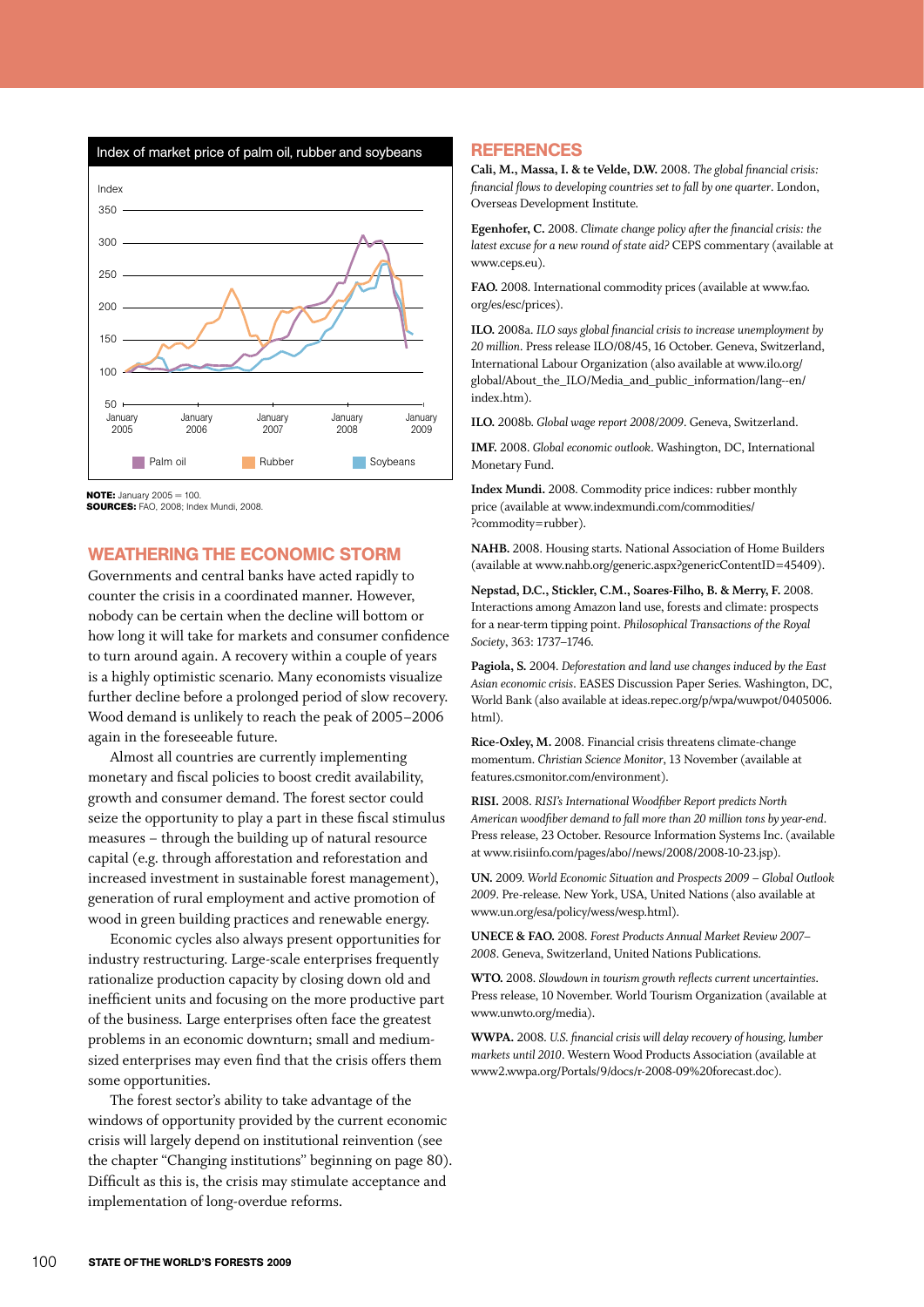Index of market price of palm oil, rubber and soybeans

Index

350

300

250

200

150

100

50

January 2005

January 2006

January 2007

January 2008

January 2009

Palm oil

Rubber

Soybeans

**NOTE:** January 2005 = 100.
**SOURCES:** FAO, 2008; Index Mundi, 2008.

## WEATHERING THE ECONOMIC STORM

Governments and central banks have acted rapidly to counter the crisis in a coordinated manner. However, nobody can be certain when the decline will bottom or how long it will take for markets and consumer confidence to turn around again. A recovery within a couple of years is a highly optimistic scenario. Many economists visualize further decline before a prolonged period of slow recovery. Wood demand is unlikely to reach the peak of 2005–2006 again in the foreseeable future.

Almost all countries are currently implementing monetary and fiscal policies to boost credit availability, growth and consumer demand. The forest sector could seize the opportunity to play a part in these fiscal stimulus measures – through the building up of natural resource capital (e.g. through afforestation and reforestation and increased investment in sustainable forest management), generation of rural employment and active promotion of wood in green building practices and renewable energy.

Economic cycles also always present opportunities for industry restructuring. Large-scale enterprises frequently rationalize production capacity by closing down old and inefficient units and focusing on the more productive part of the business. Large enterprises often face the greatest problems in an economic downturn; small and medium-sized enterprises may even find that the crisis offers them some opportunities.

The forest sector's ability to take advantage of the windows of opportunity provided by the current economic crisis will largely depend on institutional reinvention (see the chapter "Changing institutions" beginning on page 80). Difficult as this is, the crisis may stimulate acceptance and implementation of long-overdue reforms.

## REFERENCES

**Cali, M., Massa, I. & te Velde, D.W.** 2008. *The global financial crisis: financial flows to developing countries set to fall by one quarter*. London, Overseas Development Institute.

**Egenhofer, C.** 2008. *Climate change policy after the financial crisis: the latest excuse for a new round of state aid?* CEPS commentary (available at www.ceps.eu).

**FAO.** 2008. International commodity prices (available at www.fao.org/es/esc/prices).

**ILO.** 2008a. *ILO says global financial crisis to increase unemployment by 20 million*. Press release ILO/08/45, 16 October. Geneva, Switzerland, International Labour Organization (also available at www.ilo.org/global/About_the_ILO/Media_and_public_information/lang--en/index.htm).

**ILO.** 2008b. *Global wage report 2008/2009*. Geneva, Switzerland.

**IMF.** 2008. *Global economic outlook*. Washington, DC, International Monetary Fund.

**Index Mundi.** 2008. Commodity price indices: rubber monthly price (available at www.indexmundi.com/commodities/?commodity=rubber).

**NAHB.** 2008. Housing starts. National Association of Home Builders (available at www.nahb.org/generic.aspx?genericContentID=45409).

**Nepstad, D.C., Stickler, C.M., Soares-Filho, B. & Merry, F.** 2008. Interactions among Amazon land use, forests and climate: prospects for a near-term tipping point. *Philosophical Transactions of the Royal Society*, 363: 1737–1746.

**Pagiola, S.** 2004. *Deforestation and land use changes induced by the East Asian economic crisis*. EASES Discussion Paper Series. Washington, DC, World Bank (also available at ideas.repec.org/p/wpa/wuwpot/0405006.html).

**Rice-Oxley, M.** 2008. Financial crisis threatens climate-change momentum. *Christian Science Monitor*, 13 November (available at features.csmonitor.com/environment).

**RISI.** 2008. *RISI's International Woodfiber Report predicts North American woodfiber demand to fall more than 20 million tons by year-end*. Press release, 23 October. Resource Information Systems Inc. (available at www.risiinfo.com/pages/abo//news/2008/2008-10-23.jsp).

**UN.** 2009. *World Economic Situation and Prospects 2009 – Global Outlook 2009*. Pre-release. New York, USA, United Nations (also available at www.un.org/esa/policy/wess/wesp.html).

**UNECE & FAO.** 2008. *Forest Products Annual Market Review 2007–2008*. Geneva, Switzerland, United Nations Publications.

**WTO.** 2008. *Slowdown in tourism growth reflects current uncertainties*. Press release, 10 November. World Tourism Organization (available at www.unwto.org/media).

**WWPA.** 2008. *U.S. financial crisis will delay recovery of housing, lumber markets until 2010*. Western Wood Products Association (available at www2.wwpa.org/Portals/9/docs/r-2008-09%20forecast.doc).